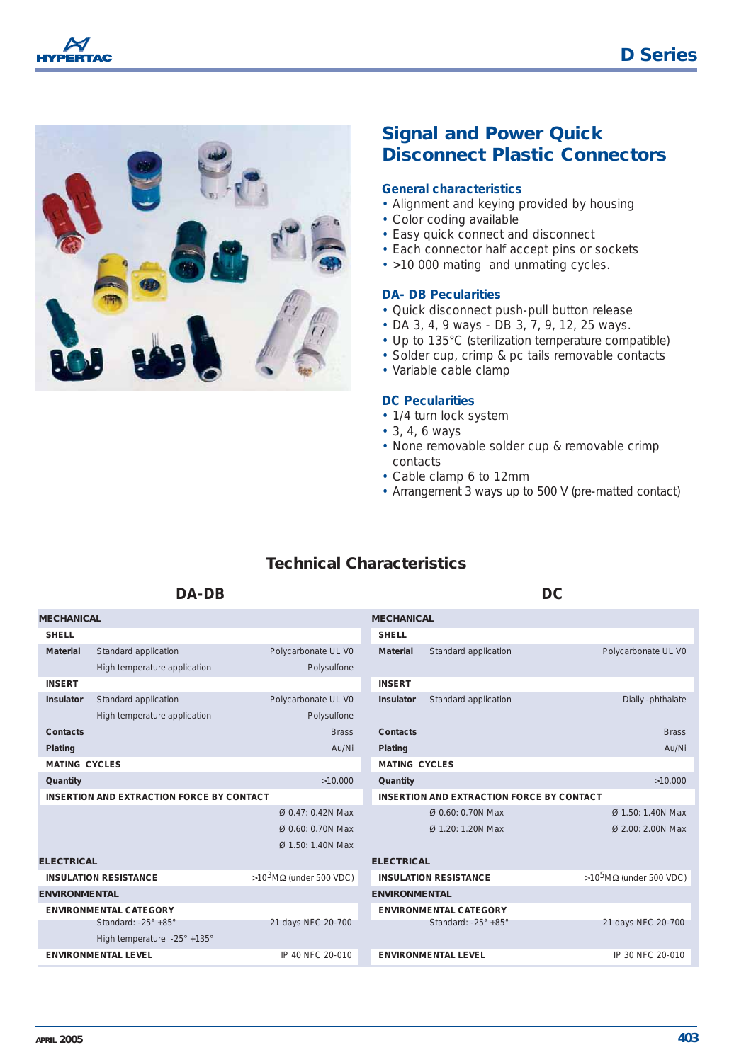# Signal and Power Quick Disconnect Plastic Connectors

### General characteristics

- Alignment and keying provided by housing
- Color coding available
- Easy quick connect and disconnect
- Each connector half accept pins or sockets
- >10 000 mating and unmating cycles.

### DA- DB Pecularities

- Quick disconnect push-pull button release
- DA 3, 4, 9 ways - DB 3, 7, 9, 12, 25 ways.
- Up to 135°C (sterilization temperature compatible)
- Solder cup, crimp & pc tails removable contacts
- Variable cable clamp

### DC Pecularities

- 1/4 turn lock system
- 3, 4, 6 ways
- None removable solder cup & removable crimp contacts
- Cable clamp 6 to 12mm
- Arrangement 3 ways up to 500 V (pre-matted contact)

## Technical Characteristics

### DA-DB

| MECHANICAL | | |
|---|---|---|
| **SHELL** | | |
| **Material** | Standard application | Polycarbonate UL V0 |
| | High temperature application | Polysulfone |
| **INSERT** | | |
| **Insulator** | Standard application | Polycarbonate UL V0 |
| | High temperature application | Polysulfone |
| **Contacts** | | Brass |
| **Plating** | | Au/Ni |
| **MATING CYCLES** | | |
| **Quantity** | | >10.000 |
| **INSERTION AND EXTRACTION FORCE BY CONTACT** | | |
| | | Ø 0.47: 0.42N Max |
| | | Ø 0.60: 0.70N Max |
| | | Ø 1.50: 1.40N Max |
| **ELECTRICAL** | | |
| **INSULATION RESISTANCE** | | >$10^3$MΩ (under 500 VDC) |
| **ENVIRONMENTAL** | | |
| **ENVIRONMENTAL CATEGORY** | | |
| | Standard: -25° +85° | 21 days NFC 20-700 |
| | High temperature -25° +135° | |
| **ENVIRONMENTAL LEVEL** | | IP 40 NFC 20-010 |

### DC

| MECHANICAL | | |
|---|---|---|
| **SHELL** | | |
| **Material** | Standard application | Polycarbonate UL V0 |
| **INSERT** | | |
| **Insulator** | Standard application | Diallyl-phthalate |
| **Contacts** | | Brass |
| **Plating** | | Au/Ni |
| **MATING CYCLES** | | |
| **Quantity** | | >10.000 |
| **INSERTION AND EXTRACTION FORCE BY CONTACT** | | |
| | Ø 0.60: 0.70N Max | Ø 1.50: 1.40N Max |
| | Ø 1.20: 1.20N Max | Ø 2.00: 2.00N Max |
| **ELECTRICAL** | | |
| **INSULATION RESISTANCE** | | >$10^5$MΩ (under 500 VDC) |
| **ENVIRONMENTAL** | | |
| **ENVIRONMENTAL CATEGORY** | | |
| | Standard: -25° +85° | 21 days NFC 20-700 |
| **ENVIRONMENTAL LEVEL** | | IP 30 NFC 20-010 |

APRIL 2005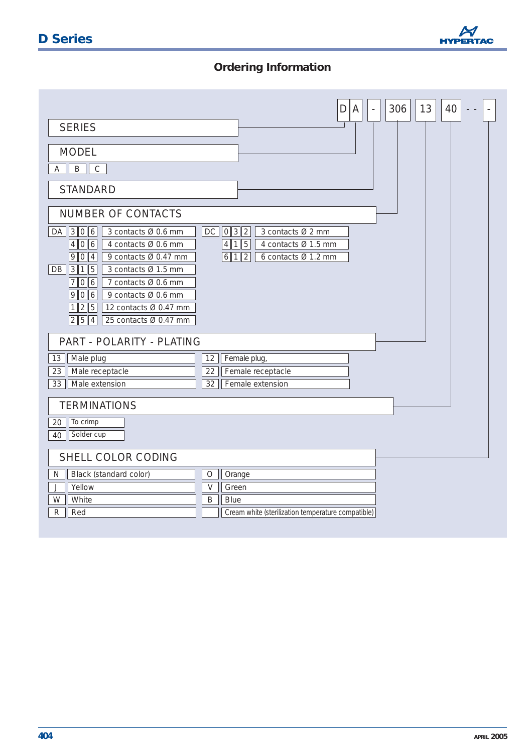# Ordering Information

**D A - 306 13 40 - - -**

## SERIES

## MODEL

| A | B | C |
|---|---|---|

## STANDARD

## NUMBER OF CONTACTS

| Code | | Description | Code | | Description |
|---|---|---|---|---|---|
| DA | 306 | 3 contacts Ø 0.6 mm | DC | 032 | 3 contacts Ø 2 mm |
| | 406 | 4 contacts Ø 0.6 mm | | 415 | 4 contacts Ø 1.5 mm |
| | 904 | 9 contacts Ø 0.47 mm | | 612 | 6 contacts Ø 1.2 mm |
| DB | 315 | 3 contacts Ø 1.5 mm | | | |
| | 706 | 7 contacts Ø 0.6 mm | | | |
| | 906 | 9 contacts Ø 0.6 mm | | | |
| | 125 | 12 contacts Ø 0.47 mm | | | |
| | 254 | 25 contacts Ø 0.47 mm | | | |

## PART - POLARITY - PLATING

| Code | Description | Code | Description |
|---|---|---|---|
| 13 | Male plug | 12 | Female plug, |
| 23 | Male receptacle | 22 | Female receptacle |
| 33 | Male extension | 32 | Female extension |

## TERMINATIONS

| Code | Description |
|---|---|
| 20 | To crimp |
| 40 | Solder cup |

## SHELL COLOR CODING

| Code | Description | Code | Description |
|---|---|---|---|
| N | Black (standard color) | O | Orange |
| J | Yellow | V | Green |
| W | White | B | Blue |
| R | Red | | Cream white (sterilization temperature compatible) |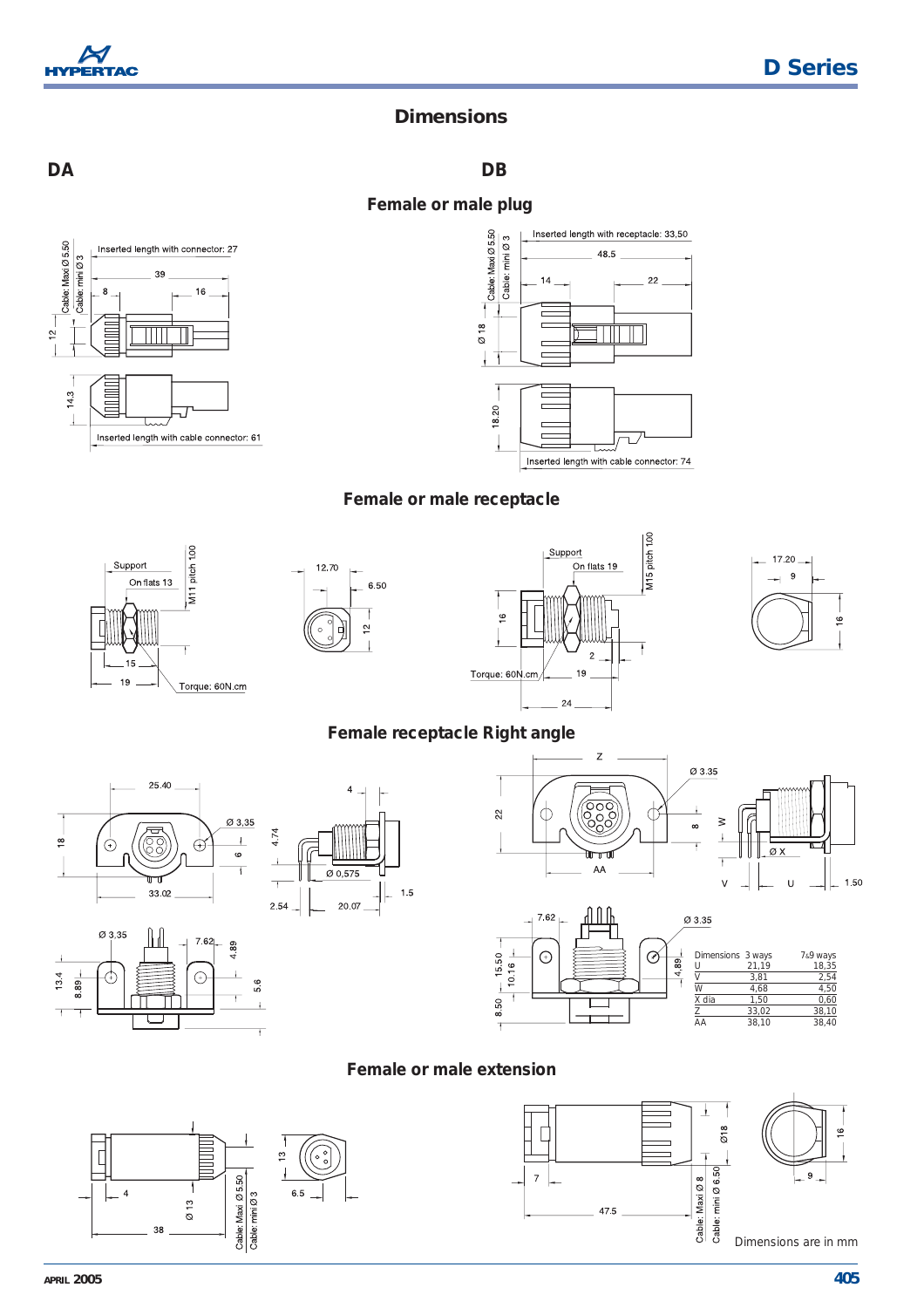# Dimensions

## DA

## DB

### Female or male plug

Inserted length with connector: 27

Inserted length with cable connector: 61

Inserted length with receptacle: 33,50

Inserted length with cable connector: 74

### Female or male receptacle

### Female receptacle Right angle

| Dimensions | 3 ways | 7&9 ways |
|---|---|---|
| U | 21,19 | 18,35 |
| V | 3,81 | 2,54 |
| W | 4,68 | 4,50 |
| X dia | 1,50 | 0,60 |
| Z | 33,02 | 38,10 |
| AA | 38,10 | 38,40 |

### Female or male extension

Dimensions are in mm

APRIL 2005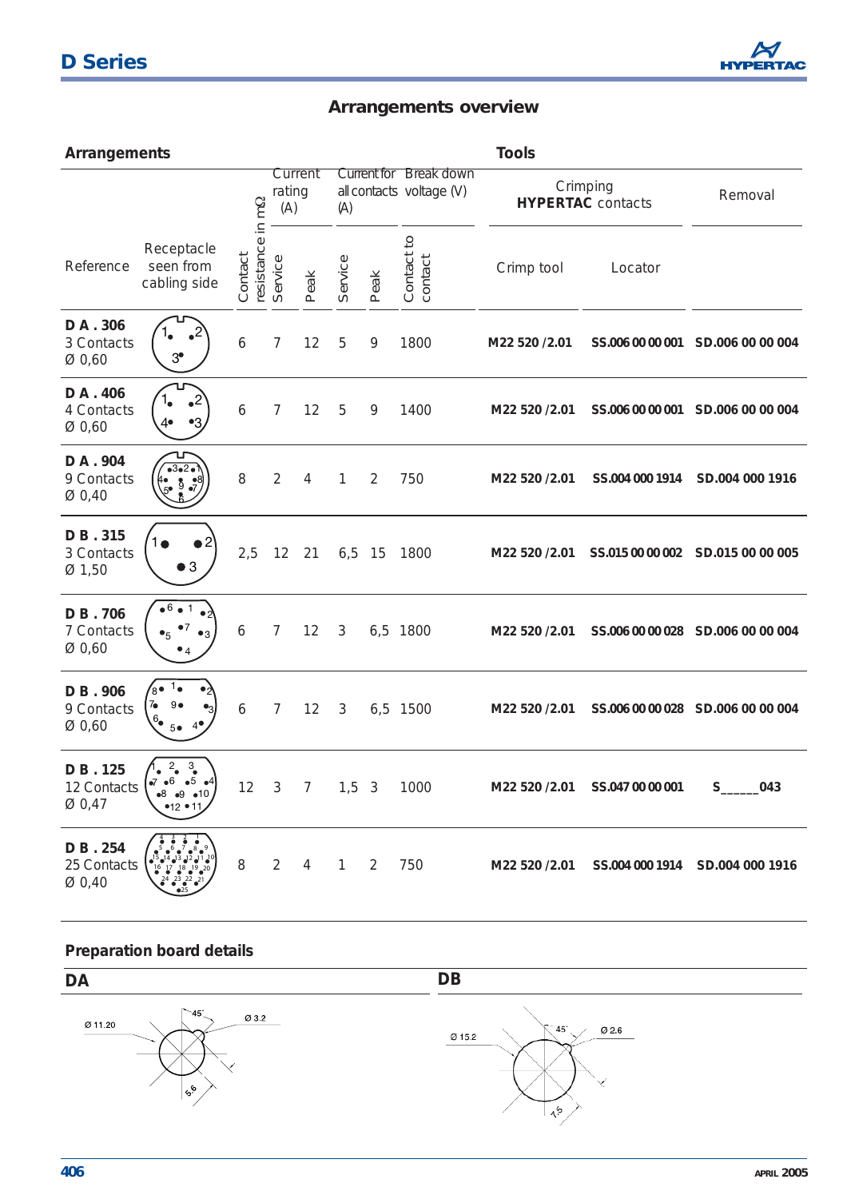## D Series

# Arrangements overview

| Arrangements | | | | | | | | Tools | | |
|---|---|---|---|---|---|---|---|---|---|---|
| | | | Current rating (A) | | Current for all contacts (A) | | Break down voltage (V) | Crimping HYPERTAC contacts | | Removal |
| Reference | Receptacle seen from cabling side | Contact resistance in mΩ | Service | Peak | Service | Peak | Contact to contact | Crimp tool | Locator | |
| **D A . 306** 3 Contacts Ø 0,60 | | 6 | 7 | 12 | 5 | 9 | 1800 | **M22 520 /2.01** | **SS.006 00 00 001** | **SD.006 00 00 004** |
| **D A . 406** 4 Contacts Ø 0,60 | | 6 | 7 | 12 | 5 | 9 | 1400 | **M22 520 /2.01** | **SS.006 00 00 001** | **SD.006 00 00 004** |
| **D A . 904** 9 Contacts Ø 0,40 | | 8 | 2 | 4 | 1 | 2 | 750 | **M22 520 /2.01** | **SS.004 000 1914** | **SD.004 000 1916** |
| **D B . 315** 3 Contacts Ø 1,50 | | 2,5 | 12 | 21 | 6,5 | 15 | 1800 | **M22 520 /2.01** | **SS.015 00 00 002** | **SD.015 00 00 005** |
| **D B . 706** 7 Contacts Ø 0,60 | | 6 | 7 | 12 | 3 | 6,5 | 1800 | **M22 520 /2.01** | **SS.006 00 00 028** | **SD.006 00 00 004** |
| **D B . 906** 9 Contacts Ø 0,60 | | 6 | 7 | 12 | 3 | 6,5 | 1500 | **M22 520 /2.01** | **SS.006 00 00 028** | **SD.006 00 00 004** |
| **D B . 125** 12 Contacts Ø 0,47 | | 12 | 3 | 7 | 1,5 | 3 | 1000 | **M22 520 /2.01** | **SS.047 00 00 001** | **S_____043** |
| **D B . 254** 25 Contacts Ø 0,40 | | 8 | 2 | 4 | 1 | 2 | 750 | **M22 520 /2.01** | **SS.004 000 1914** | **SD.004 000 1916** |

## Preparation board details

### DA

Ø 11.20 — 45° — Ø 3.2 — 5.6

### DB

Ø 15.2 — 45° — Ø 2.6 — 7.5

APRIL 2005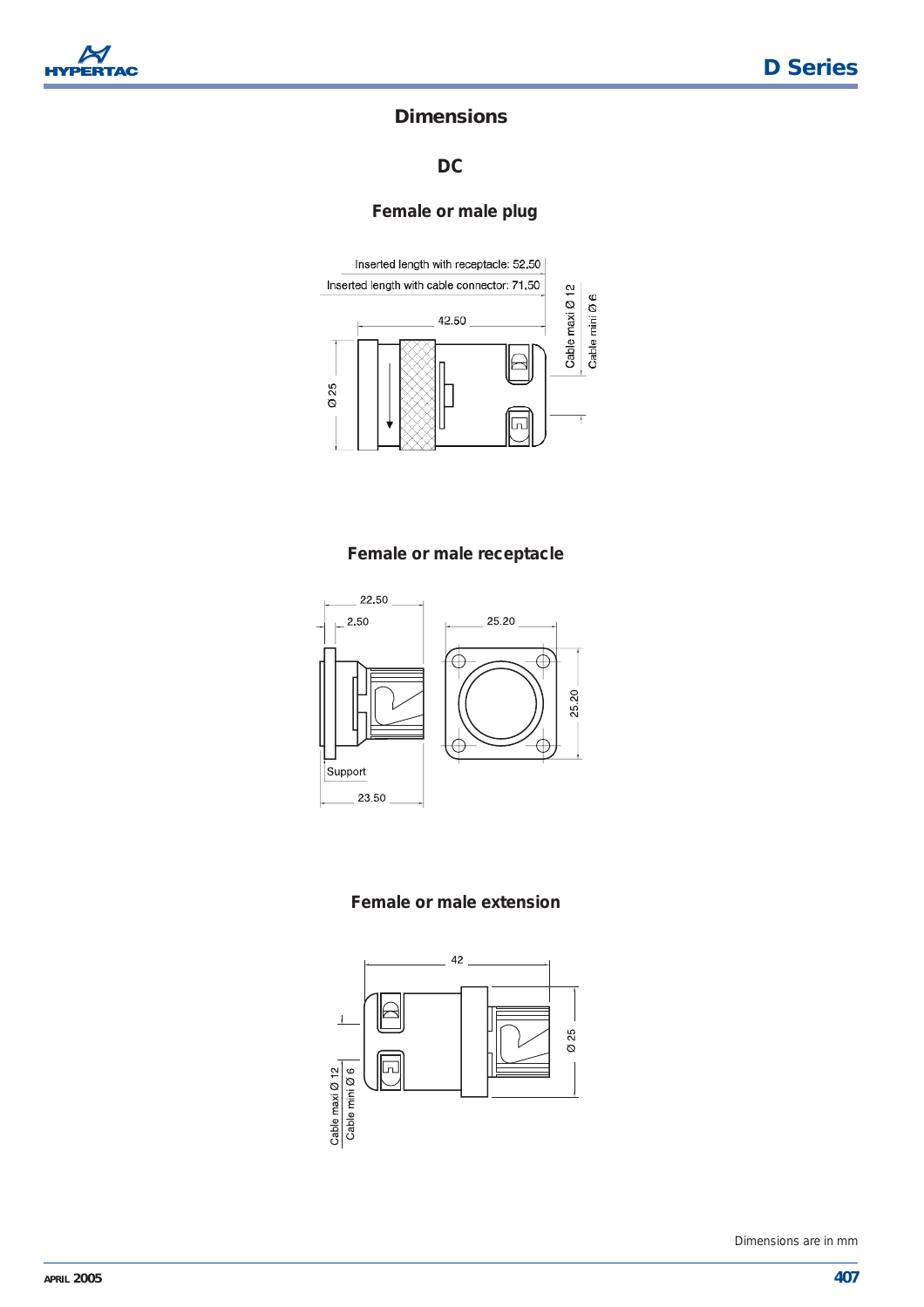# Dimensions

## DC

### Female or male plug

Inserted length with receptacle: 52,50

Inserted length with cable connector: 71,50

42.50

Ø 25

Cable maxi Ø 12

Cable mini Ø 6

### Female or male receptacle

22.50

2.50

25.20

25.20

Support

23.50

### Female or male extension

42

Ø 25

Cable maxi Ø 12

Cable mini Ø 6

Dimensions are in mm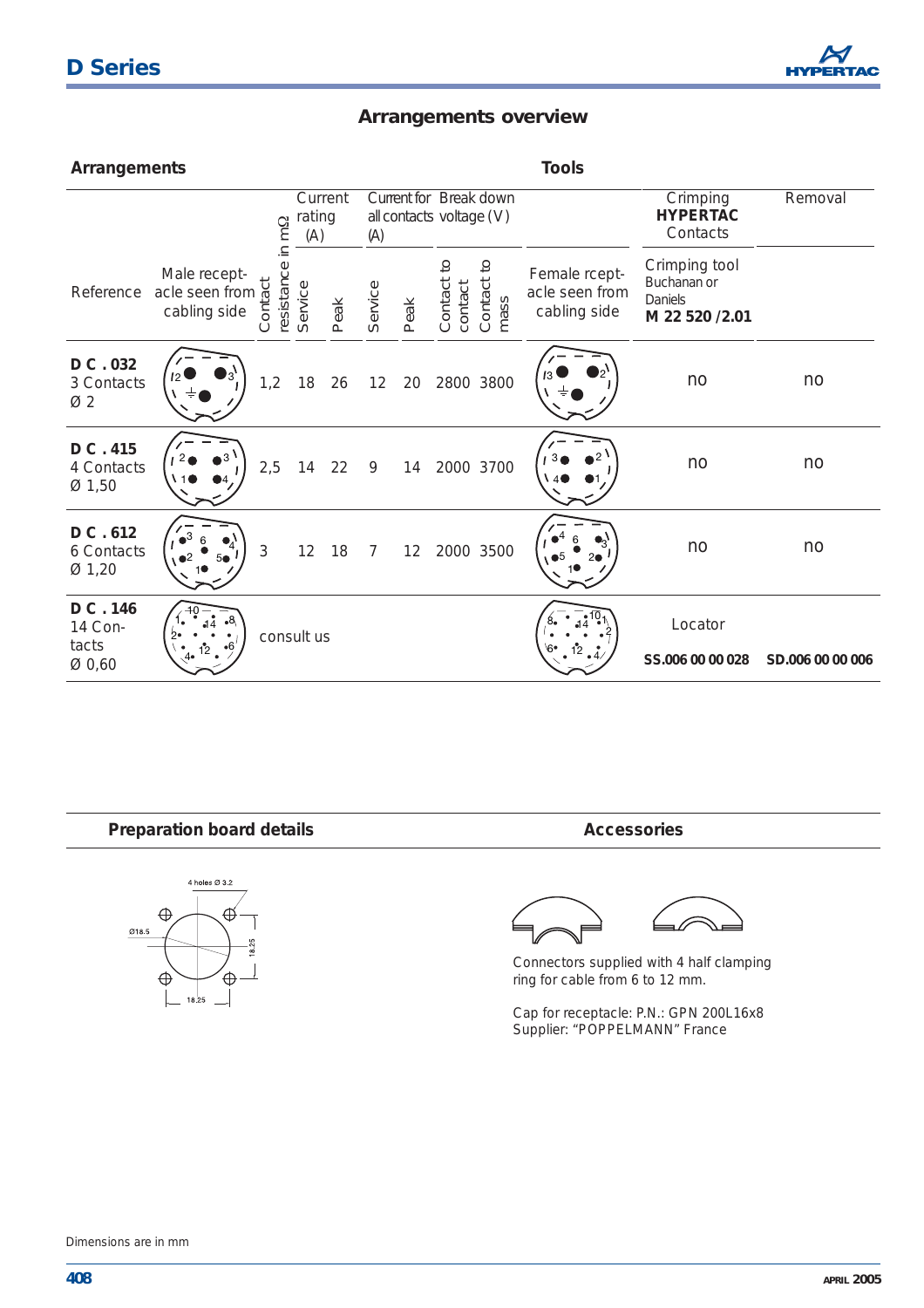## Arrangements overview

| Arrangements | | | | | | | | | | Tools | |
|---|---|---|---|---|---|---|---|---|---|---|---|
| | | | Current rating (A) | | Current for all contacts (A) | | Break down voltage (V) | | | Crimping HYPERTAC Contacts | Removal |
| Reference | Male receptacle seen from cabling side | Contact resistance in mΩ | Service | Peak | Service | Peak | Contact to contact | Contact to mass | Female rceptacle seen from cabling side | Crimping tool Buchanan or Daniels **M 22 520 /2.01** | |
| **D C . 032** 3 Contacts Ø 2 | | 1,2 | 18 | 26 | 12 | 20 | 2800 | 3800 | | no | no |
| **D C . 415** 4 Contacts Ø 1,50 | | 2,5 | 14 | 22 | 9 | 14 | 2000 | 3700 | | no | no |
| **D C . 612** 6 Contacts Ø 1,20 | | 3 | 12 | 18 | 7 | 12 | 2000 | 3500 | | no | no |
| **D C . 146** 14 Contacts Ø 0,60 | | consult us | | | | | | | | Locator **SS.006 00 00 028** | **SD.006 00 00 006** |

### Preparation board details

4 holes Ø 3.2

Ø18.5

18.25

18.25

### Accessories

Connectors supplied with 4 half clamping ring for cable from 6 to 12 mm.

Cap for receptacle: P.N.: GPN 200L16x8
Supplier: "POPPELMANN" France

Dimensions are in mm